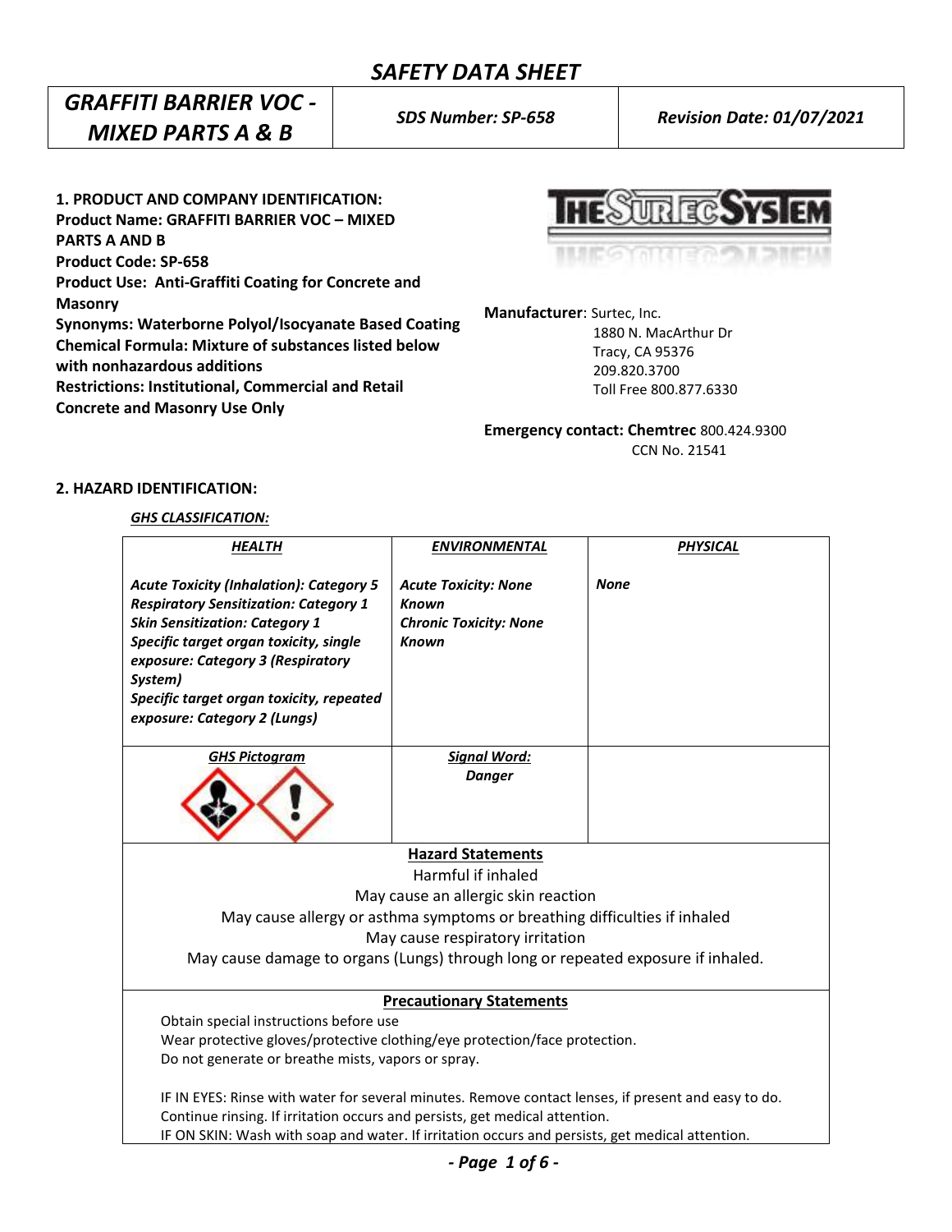# SAFETY DATA SHEET

| *GRAFFITI BARRIER VOC - MIXED PARTS A & B* | *SDS Number: SP-658* | *Revision Date: 01/07/2021* |
|---|---|---|

**1. PRODUCT AND COMPANY IDENTIFICATION:**
**Product Name: GRAFFITI BARRIER VOC – MIXED PARTS A AND B**
**Product Code: SP-658**
**Product Use: Anti-Graffiti Coating for Concrete and Masonry**
**Synonyms: Waterborne Polyol/Isocyanate Based Coating**
**Chemical Formula: Mixture of substances listed below with nonhazardous additions**
**Restrictions: Institutional, Commercial and Retail Concrete and Masonry Use Only**

THE SURTEC SYSTEM

**Manufacturer**: Surtec, Inc.
1880 N. MacArthur Dr
Tracy, CA 95376
209.820.3700
Toll Free 800.877.6330

**Emergency contact: Chemtrec** 800.424.9300
CCN No. 21541

**2. HAZARD IDENTIFICATION:**

***GHS CLASSIFICATION:***

| ***HEALTH*** | ***ENVIRONMENTAL*** | ***PHYSICAL*** |
|---|---|---|
| ***Acute Toxicity (Inhalation): Category 5*** <br> ***Respiratory Sensitization: Category 1*** <br> ***Skin Sensitization: Category 1*** <br> ***Specific target organ toxicity, single exposure: Category 3 (Respiratory System)*** <br> ***Specific target organ toxicity, repeated exposure: Category 2 (Lungs)*** | ***Acute Toxicity: None Known*** <br> ***Chronic Toxicity: None Known*** | ***None*** |
| ***GHS Pictogram*** | ***Signal Word:*** <br> ***Danger*** | |

**Hazard Statements**

Harmful if inhaled
May cause an allergic skin reaction
May cause allergy or asthma symptoms or breathing difficulties if inhaled
May cause respiratory irritation
May cause damage to organs (Lungs) through long or repeated exposure if inhaled.

**Precautionary Statements**

Obtain special instructions before use
Wear protective gloves/protective clothing/eye protection/face protection.
Do not generate or breathe mists, vapors or spray.

IF IN EYES: Rinse with water for several minutes. Remove contact lenses, if present and easy to do. Continue rinsing. If irritation occurs and persists, get medical attention.
IF ON SKIN: Wash with soap and water. If irritation occurs and persists, get medical attention.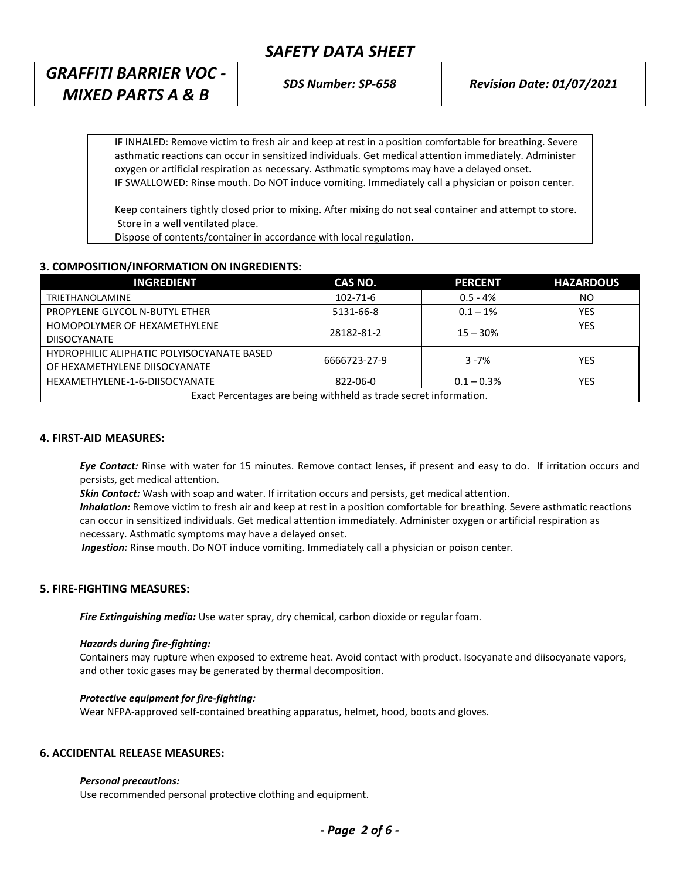IF INHALED: Remove victim to fresh air and keep at rest in a position comfortable for breathing. Severe asthmatic reactions can occur in sensitized individuals. Get medical attention immediately. Administer oxygen or artificial respiration as necessary. Asthmatic symptoms may have a delayed onset.
IF SWALLOWED: Rinse mouth. Do NOT induce vomiting. Immediately call a physician or poison center.

Keep containers tightly closed prior to mixing. After mixing do not seal container and attempt to store. Store in a well ventilated place.
Dispose of contents/container in accordance with local regulation.

## 3. COMPOSITION/INFORMATION ON INGREDIENTS:

| INGREDIENT | CAS NO. | PERCENT | HAZARDOUS |
|---|---|---|---|
| TRIETHANOLAMINE | 102-71-6 | 0.5 - 4% | NO |
| PROPYLENE GLYCOL N-BUTYL ETHER | 5131-66-8 | 0.1 – 1% | YES |
| HOMOPOLYMER OF HEXAMETHYLENE DIISOCYANATE | 28182-81-2 | 15 – 30% | YES |
| HYDROPHILIC ALIPHATIC POLYISOCYANATE BASED OF HEXAMETHYLENE DIISOCYANATE | 6666723-27-9 | 3 -7% | YES |
| HEXAMETHYLENE-1-6-DIISOCYANATE | 822-06-0 | 0.1 – 0.3% | YES |
| Exact Percentages are being withheld as trade secret information. | | | |

## 4. FIRST-AID MEASURES:

***Eye Contact:*** Rinse with water for 15 minutes. Remove contact lenses, if present and easy to do. If irritation occurs and persists, get medical attention.
***Skin Contact:*** Wash with soap and water. If irritation occurs and persists, get medical attention.
***Inhalation:*** Remove victim to fresh air and keep at rest in a position comfortable for breathing. Severe asthmatic reactions can occur in sensitized individuals. Get medical attention immediately. Administer oxygen or artificial respiration as necessary. Asthmatic symptoms may have a delayed onset.
***Ingestion:*** Rinse mouth. Do NOT induce vomiting. Immediately call a physician or poison center.

## 5. FIRE-FIGHTING MEASURES:

***Fire Extinguishing media:*** Use water spray, dry chemical, carbon dioxide or regular foam.

***Hazards during fire-fighting:***
Containers may rupture when exposed to extreme heat. Avoid contact with product. Isocyanate and diisocyanate vapors, and other toxic gases may be generated by thermal decomposition.

***Protective equipment for fire-fighting:***
Wear NFPA-approved self-contained breathing apparatus, helmet, hood, boots and gloves.

## 6. ACCIDENTAL RELEASE MEASURES:

***Personal precautions:***
Use recommended personal protective clothing and equipment.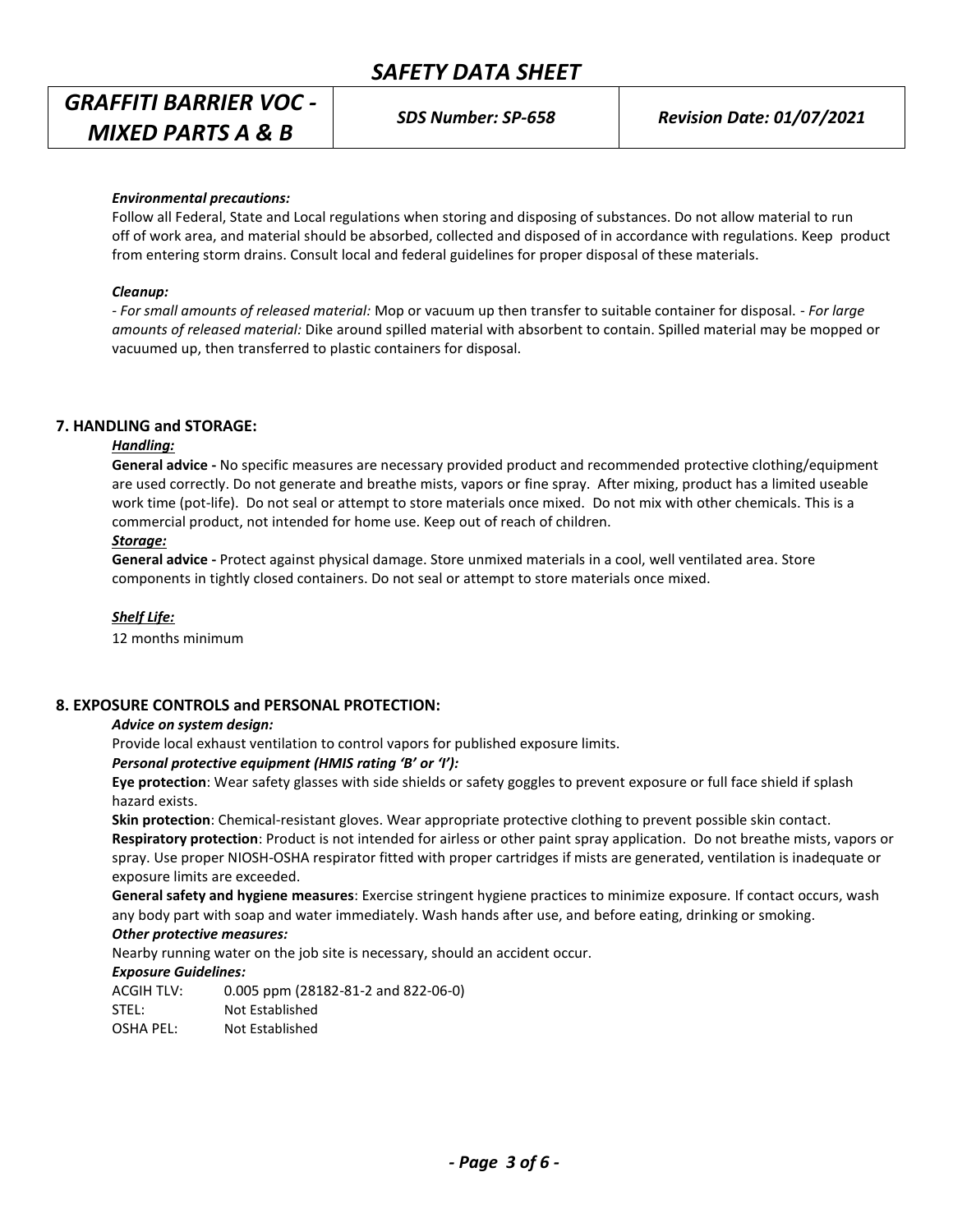*Environmental precautions:*

Follow all Federal, State and Local regulations when storing and disposing of substances. Do not allow material to run off of work area, and material should be absorbed, collected and disposed of in accordance with regulations. Keep product from entering storm drains. Consult local and federal guidelines for proper disposal of these materials.

*Cleanup:*

- *For small amounts of released material:* Mop or vacuum up then transfer to suitable container for disposal. - *For large amounts of released material:* Dike around spilled material with absorbent to contain. Spilled material may be mopped or vacuumed up, then transferred to plastic containers for disposal.

## 7. HANDLING and STORAGE:

***Handling:***

**General advice -** No specific measures are necessary provided product and recommended protective clothing/equipment are used correctly. Do not generate and breathe mists, vapors or fine spray. After mixing, product has a limited useable work time (pot-life). Do not seal or attempt to store materials once mixed. Do not mix with other chemicals. This is a commercial product, not intended for home use. Keep out of reach of children.

***Storage:***

**General advice -** Protect against physical damage. Store unmixed materials in a cool, well ventilated area. Store components in tightly closed containers. Do not seal or attempt to store materials once mixed.

***Shelf Life:***

12 months minimum

## 8. EXPOSURE CONTROLS and PERSONAL PROTECTION:

***Advice on system design:***

Provide local exhaust ventilation to control vapors for published exposure limits.

***Personal protective equipment (HMIS rating 'B' or 'I'):***

**Eye protection**: Wear safety glasses with side shields or safety goggles to prevent exposure or full face shield if splash hazard exists.

**Skin protection**: Chemical-resistant gloves. Wear appropriate protective clothing to prevent possible skin contact.

**Respiratory protection**: Product is not intended for airless or other paint spray application. Do not breathe mists, vapors or spray. Use proper NIOSH-OSHA respirator fitted with proper cartridges if mists are generated, ventilation is inadequate or exposure limits are exceeded.

**General safety and hygiene measures**: Exercise stringent hygiene practices to minimize exposure. If contact occurs, wash any body part with soap and water immediately. Wash hands after use, and before eating, drinking or smoking.

***Other protective measures:***

Nearby running water on the job site is necessary, should an accident occur.

***Exposure Guidelines:***

| | |
|---|---|
| ACGIH TLV: | 0.005 ppm (28182-81-2 and 822-06-0) |
| STEL: | Not Established |
| OSHA PEL: | Not Established |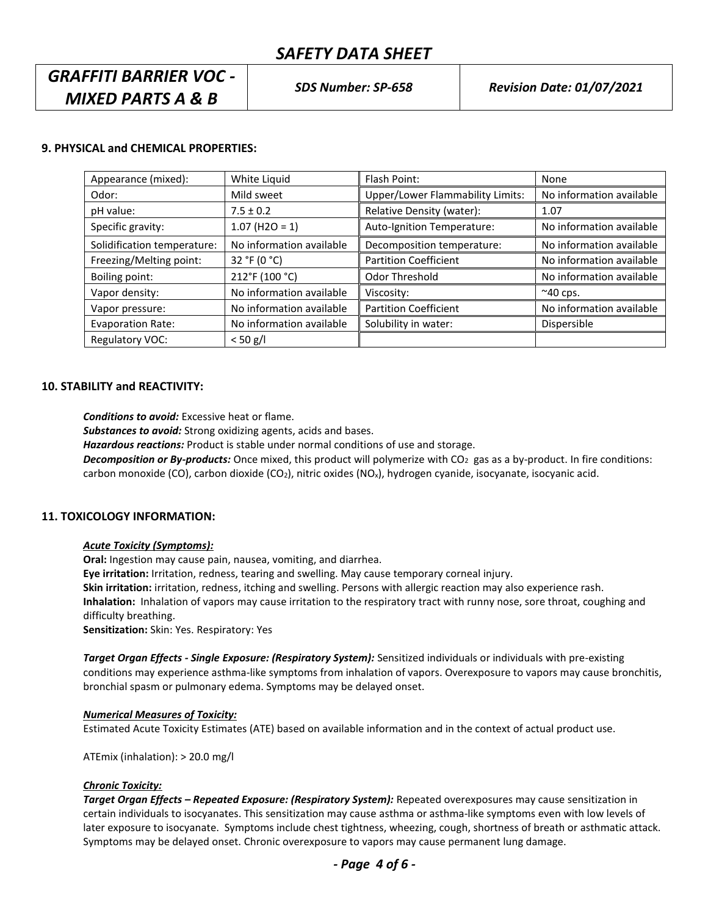## 9. PHYSICAL and CHEMICAL PROPERTIES:

| Appearance (mixed): | White Liquid | Flash Point: | None |
|---|---|---|---|
| Odor: | Mild sweet | Upper/Lower Flammability Limits: | No information available |
| pH value: | 7.5 ± 0.2 | Relative Density (water): | 1.07 |
| Specific gravity: | 1.07 (H2O = 1) | Auto-Ignition Temperature: | No information available |
| Solidification temperature: | No information available | Decomposition temperature: | No information available |
| Freezing/Melting point: | 32 °F (0 °C) | Partition Coefficient | No information available |
| Boiling point: | 212°F (100 °C) | Odor Threshold | No information available |
| Vapor density: | No information available | Viscosity: | ~40 cps. |
| Vapor pressure: | No information available | Partition Coefficient | No information available |
| Evaporation Rate: | No information available | Solubility in water: | Dispersible |
| Regulatory VOC: | < 50 g/l | | |

## 10. STABILITY and REACTIVITY:

***Conditions to avoid:*** Excessive heat or flame.
***Substances to avoid:*** Strong oxidizing agents, acids and bases.
***Hazardous reactions:*** Product is stable under normal conditions of use and storage.
***Decomposition or By-products:*** Once mixed, this product will polymerize with $CO_2$ gas as a by-product. In fire conditions: carbon monoxide (CO), carbon dioxide ($CO_2$), nitric oxides ($NO_x$), hydrogen cyanide, isocyanate, isocyanic acid.

## 11. TOXICOLOGY INFORMATION:

***Acute Toxicity (Symptoms):***

**Oral:** Ingestion may cause pain, nausea, vomiting, and diarrhea.
**Eye irritation:** Irritation, redness, tearing and swelling. May cause temporary corneal injury.
**Skin irritation:** irritation, redness, itching and swelling. Persons with allergic reaction may also experience rash.
**Inhalation:** Inhalation of vapors may cause irritation to the respiratory tract with runny nose, sore throat, coughing and difficulty breathing.
**Sensitization:** Skin: Yes. Respiratory: Yes

***Target Organ Effects - Single Exposure: (Respiratory System):*** Sensitized individuals or individuals with pre-existing conditions may experience asthma-like symptoms from inhalation of vapors. Overexposure to vapors may cause bronchitis, bronchial spasm or pulmonary edema. Symptoms may be delayed onset.

***Numerical Measures of Toxicity:***

Estimated Acute Toxicity Estimates (ATE) based on available information and in the context of actual product use.

ATEmix (inhalation): > 20.0 mg/l

***Chronic Toxicity:***

***Target Organ Effects – Repeated Exposure: (Respiratory System):*** Repeated overexposures may cause sensitization in certain individuals to isocyanates. This sensitization may cause asthma or asthma-like symptoms even with low levels of later exposure to isocyanate. Symptoms include chest tightness, wheezing, cough, shortness of breath or asthmatic attack. Symptoms may be delayed onset. Chronic overexposure to vapors may cause permanent lung damage.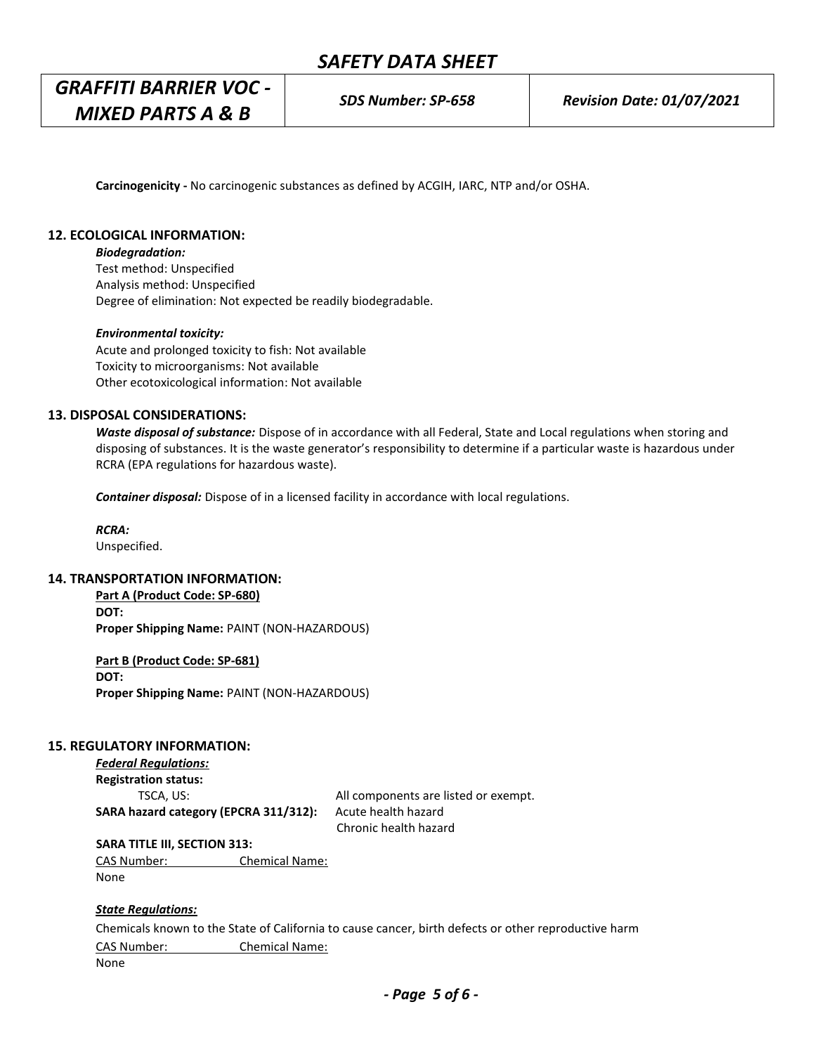**Carcinogenicity -** No carcinogenic substances as defined by ACGIH, IARC, NTP and/or OSHA.

## 12. ECOLOGICAL INFORMATION:

***Biodegradation:***

Test method: Unspecified
Analysis method: Unspecified
Degree of elimination: Not expected be readily biodegradable.

***Environmental toxicity:***

Acute and prolonged toxicity to fish: Not available
Toxicity to microorganisms: Not available
Other ecotoxicological information: Not available

## 13. DISPOSAL CONSIDERATIONS:

***Waste disposal of substance:*** Dispose of in accordance with all Federal, State and Local regulations when storing and disposing of substances. It is the waste generator's responsibility to determine if a particular waste is hazardous under RCRA (EPA regulations for hazardous waste).

***Container disposal:*** Dispose of in a licensed facility in accordance with local regulations.

***RCRA:***
Unspecified.

## 14. TRANSPORTATION INFORMATION:

**Part A (Product Code: SP-680)**
**DOT:**
**Proper Shipping Name:** PAINT (NON-HAZARDOUS)

**Part B (Product Code: SP-681)**
**DOT:**
**Proper Shipping Name:** PAINT (NON-HAZARDOUS)

## 15. REGULATORY INFORMATION:

***Federal Regulations:***

**Registration status:**

| | |
|---|---|
| TSCA, US: | All components are listed or exempt. |
| **SARA hazard category (EPCRA 311/312):** | Acute health hazard<br>Chronic health hazard |

**SARA TITLE III, SECTION 313:**

| CAS Number: | Chemical Name: |
|---|---|
| None | |

***State Regulations:***

Chemicals known to the State of California to cause cancer, birth defects or other reproductive harm

| CAS Number: | Chemical Name: |
|---|---|
| None | |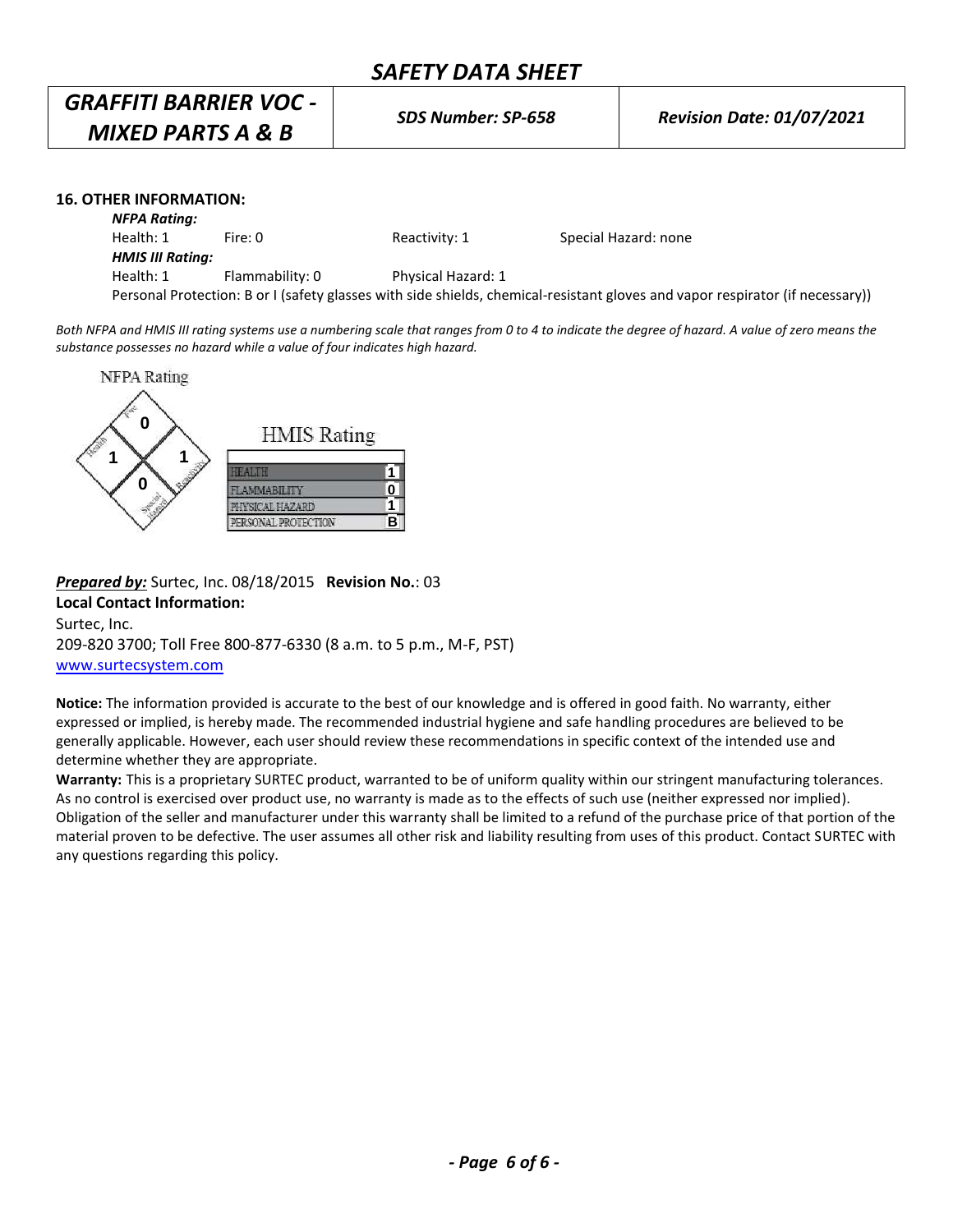## 16. OTHER INFORMATION:

***NFPA Rating:***

Health: 1 Fire: 0 Reactivity: 1 Special Hazard: none

***HMIS III Rating:***

Health: 1 Flammability: 0 Physical Hazard: 1

Personal Protection: B or I (safety glasses with side shields, chemical-resistant gloves and vapor respirator (if necessary))

*Both NFPA and HMIS III rating systems use a numbering scale that ranges from 0 to 4 to indicate the degree of hazard. A value of zero means the substance possesses no hazard while a value of four indicates high hazard.*

NFPA Rating

Fire
0
Health
1
Reactivity
1
Special Hazard
0

HMIS Rating

HEALTH 1
FLAMMABILITY 0
PHYSICAL HAZARD 1
PERSONAL PROTECTION B

***Prepared by:*** Surtec, Inc. 08/18/2015 **Revision No.**: 03

**Local Contact Information:**

Surtec, Inc.

209-820 3700; Toll Free 800-877-6330 (8 a.m. to 5 p.m., M-F, PST)

www.surtecsystem.com

**Notice:** The information provided is accurate to the best of our knowledge and is offered in good faith. No warranty, either expressed or implied, is hereby made. The recommended industrial hygiene and safe handling procedures are believed to be generally applicable. However, each user should review these recommendations in specific context of the intended use and determine whether they are appropriate.

**Warranty:** This is a proprietary SURTEC product, warranted to be of uniform quality within our stringent manufacturing tolerances. As no control is exercised over product use, no warranty is made as to the effects of such use (neither expressed nor implied). Obligation of the seller and manufacturer under this warranty shall be limited to a refund of the purchase price of that portion of the material proven to be defective. The user assumes all other risk and liability resulting from uses of this product. Contact SURTEC with any questions regarding this policy.